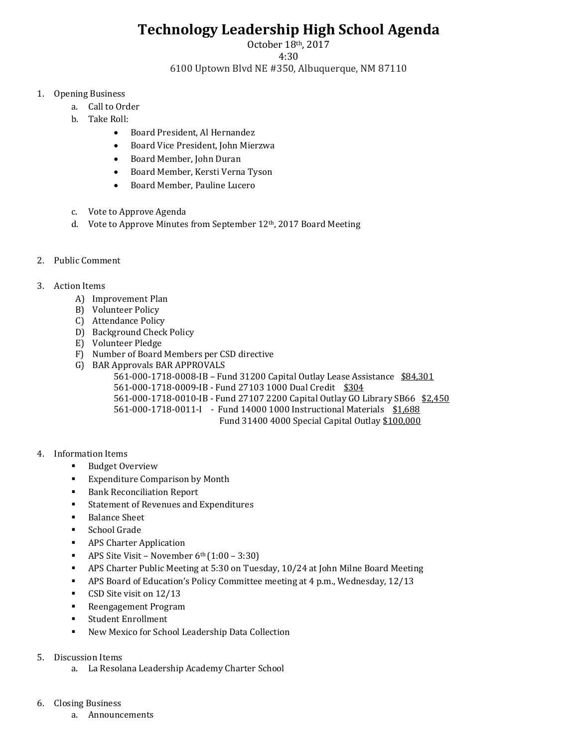# Technology Leadership High School Agenda

October 18th, 2017
4:30
6100 Uptown Blvd NE #350, Albuquerque, NM 87110

1. Opening Business
   a. Call to Order
   b. Take Roll:
      - Board President, Al Hernandez
      - Board Vice President, John Mierzwa
      - Board Member, John Duran
      - Board Member, Kersti Verna Tyson
      - Board Member, Pauline Lucero

   c. Vote to Approve Agenda
   d. Vote to Approve Minutes from September 12th, 2017 Board Meeting

2. Public Comment

3. Action Items
   A) Improvement Plan
   B) Volunteer Policy
   C) Attendance Policy
   D) Background Check Policy
   E) Volunteer Pledge
   F) Number of Board Members per CSD directive
   G) BAR Approvals BAR APPROVALS
      561-000-1718-0008-IB – Fund 31200 Capital Outlay Lease Assistance <u>$84,301</u>
      561-000-1718-0009-IB - Fund 27103 1000 Dual Credit <u>$304</u>
      561-000-1718-0010-IB - Fund 27107 2200 Capital Outlay GO Library SB66 <u>$2,450</u>
      561-000-1718-0011-I - Fund 14000 1000 Instructional Materials <u>$1,688</u>
      Fund 31400 4000 Special Capital Outlay <u>$100,000</u>

4. Information Items
   - Budget Overview
   - Expenditure Comparison by Month
   - Bank Reconciliation Report
   - Statement of Revenues and Expenditures
   - Balance Sheet
   - School Grade
   - APS Charter Application
   - APS Site Visit – November 6th (1:00 – 3:30)
   - APS Charter Public Meeting at 5:30 on Tuesday, 10/24 at John Milne Board Meeting
   - APS Board of Education's Policy Committee meeting at 4 p.m., Wednesday, 12/13
   - CSD Site visit on 12/13
   - Reengagement Program
   - Student Enrollment
   - New Mexico for School Leadership Data Collection

5. Discussion Items
   a. La Resolana Leadership Academy Charter School

6. Closing Business
   a. Announcements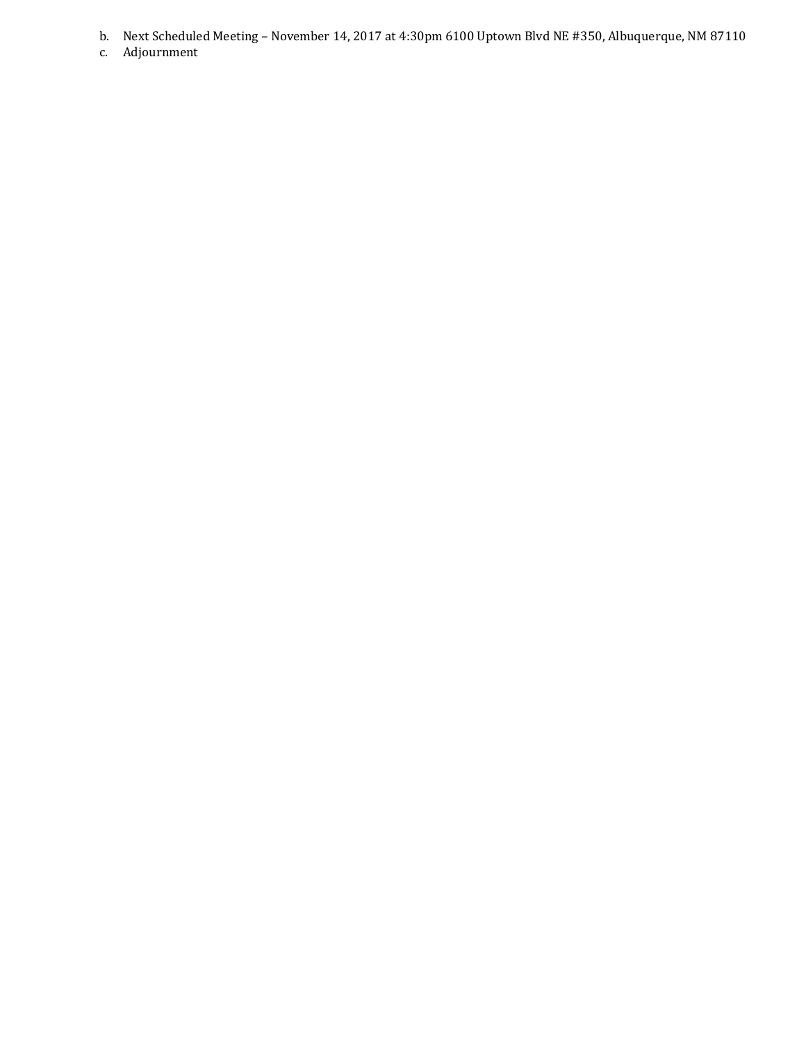b. Next Scheduled Meeting – November 14, 2017 at 4:30pm 6100 Uptown Blvd NE #350, Albuquerque, NM 87110
c. Adjournment